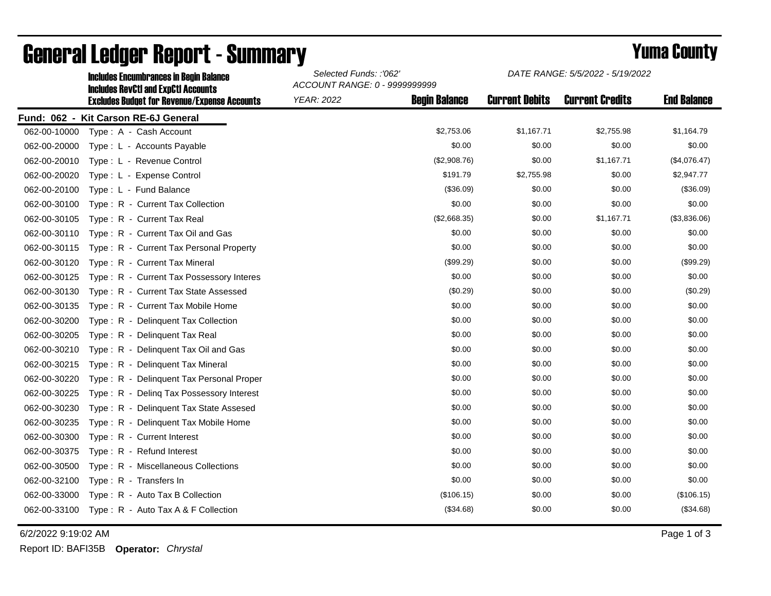# General Ledger Report - Summary

## Yuma County

**Includes Encumbrances in Begin Balance**
**Includes RevCtl and ExpCtl Accounts**
**Excludes Budget for Revenue/Expense Accounts**

*Selected Funds: :'062'*
*ACCOUNT RANGE: 0 - 9999999999*
*YEAR: 2022*
*DATE RANGE: 5/5/2022 - 5/19/2022*

**Fund: 062 - Kit Carson RE-6J General**

| Account | Description | Begin Balance | Current Debits | Current Credits | End Balance |
|---|---|---|---|---|---|
| 062-00-10000 | Type : A - Cash Account | $2,753.06 | $1,167.71 | $2,755.98 | $1,164.79 |
| 062-00-20000 | Type : L - Accounts Payable | $0.00 | $0.00 | $0.00 | $0.00 |
| 062-00-20010 | Type : L - Revenue Control | ($2,908.76) | $0.00 | $1,167.71 | ($4,076.47) |
| 062-00-20020 | Type : L - Expense Control | $191.79 | $2,755.98 | $0.00 | $2,947.77 |
| 062-00-20100 | Type : L - Fund Balance | ($36.09) | $0.00 | $0.00 | ($36.09) |
| 062-00-30100 | Type : R - Current Tax Collection | $0.00 | $0.00 | $0.00 | $0.00 |
| 062-00-30105 | Type : R - Current Tax Real | ($2,668.35) | $0.00 | $1,167.71 | ($3,836.06) |
| 062-00-30110 | Type : R - Current Tax Oil and Gas | $0.00 | $0.00 | $0.00 | $0.00 |
| 062-00-30115 | Type : R - Current Tax Personal Property | $0.00 | $0.00 | $0.00 | $0.00 |
| 062-00-30120 | Type : R - Current Tax Mineral | ($99.29) | $0.00 | $0.00 | ($99.29) |
| 062-00-30125 | Type : R - Current Tax Possessory Interes | $0.00 | $0.00 | $0.00 | $0.00 |
| 062-00-30130 | Type : R - Current Tax State Assessed | ($0.29) | $0.00 | $0.00 | ($0.29) |
| 062-00-30135 | Type : R - Current Tax Mobile Home | $0.00 | $0.00 | $0.00 | $0.00 |
| 062-00-30200 | Type : R - Delinquent Tax Collection | $0.00 | $0.00 | $0.00 | $0.00 |
| 062-00-30205 | Type : R - Delinquent Tax Real | $0.00 | $0.00 | $0.00 | $0.00 |
| 062-00-30210 | Type : R - Delinquent Tax Oil and Gas | $0.00 | $0.00 | $0.00 | $0.00 |
| 062-00-30215 | Type : R - Delinquent Tax Mineral | $0.00 | $0.00 | $0.00 | $0.00 |
| 062-00-30220 | Type : R - Delinquent Tax Personal Proper | $0.00 | $0.00 | $0.00 | $0.00 |
| 062-00-30225 | Type : R - Delinq Tax Possessory Interest | $0.00 | $0.00 | $0.00 | $0.00 |
| 062-00-30230 | Type : R - Delinquent Tax State Assesed | $0.00 | $0.00 | $0.00 | $0.00 |
| 062-00-30235 | Type : R - Delinquent Tax Mobile Home | $0.00 | $0.00 | $0.00 | $0.00 |
| 062-00-30300 | Type : R - Current Interest | $0.00 | $0.00 | $0.00 | $0.00 |
| 062-00-30375 | Type : R - Refund Interest | $0.00 | $0.00 | $0.00 | $0.00 |
| 062-00-30500 | Type : R - Miscellaneous Collections | $0.00 | $0.00 | $0.00 | $0.00 |
| 062-00-32100 | Type : R - Transfers In | $0.00 | $0.00 | $0.00 | $0.00 |
| 062-00-33000 | Type : R - Auto Tax B Collection | ($106.15) | $0.00 | $0.00 | ($106.15) |
| 062-00-33100 | Type : R - Auto Tax A & F Collection | ($34.68) | $0.00 | $0.00 | ($34.68) |

6/2/2022 9:19:02 AM

Report ID: BAFI35B **Operator:** *Chrystal*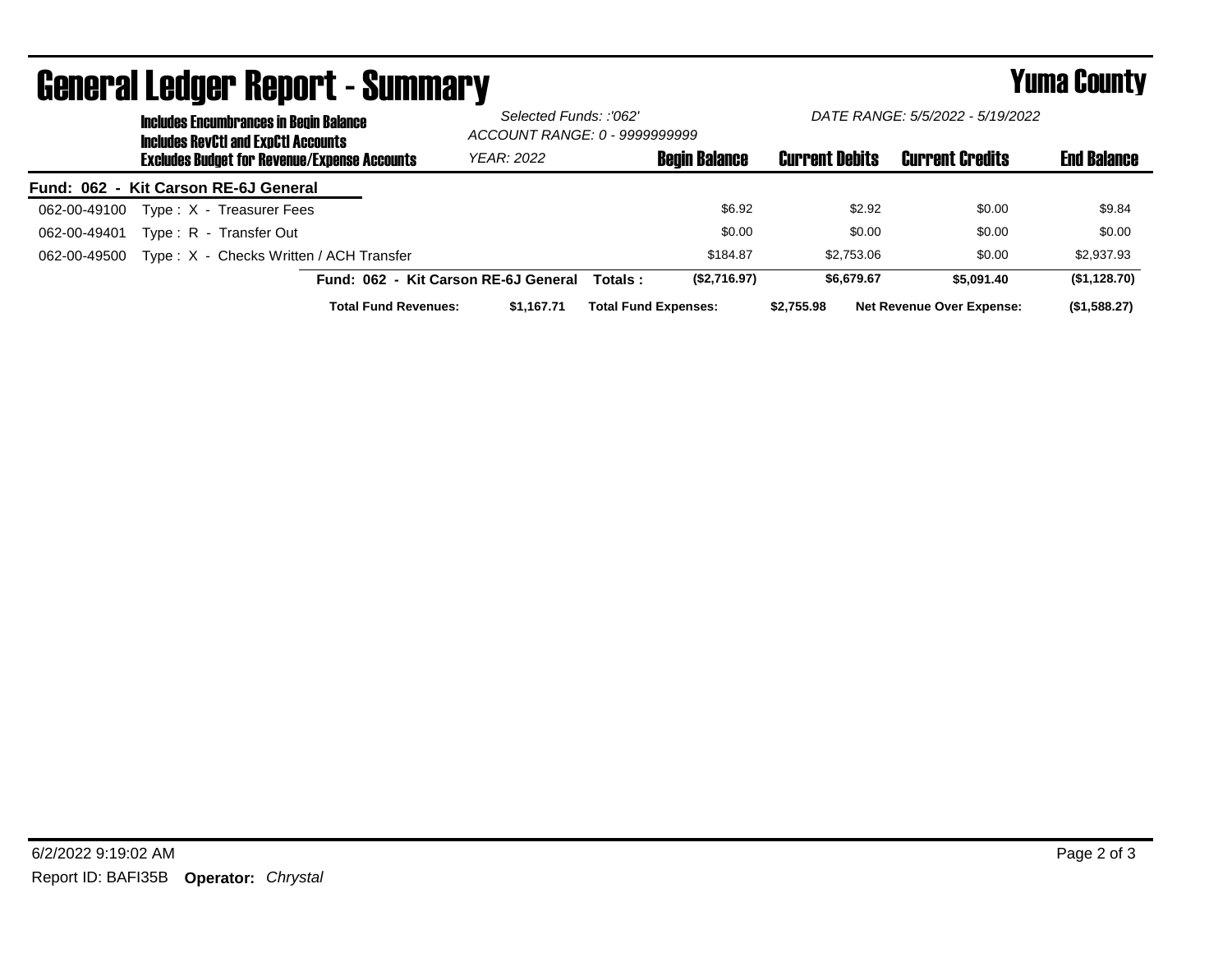# General Ledger Report - Summary

## Yuma County

**Includes Encumbrances in Begin Balance**
**Includes RevCtl and ExpCtl Accounts**
**Excludes Budget for Revenue/Expense Accounts**

*Selected Funds: :'062'*
*ACCOUNT RANGE: 0 - 9999999999*
*YEAR: 2022*

*DATE RANGE: 5/5/2022 - 5/19/2022*

**Fund: 062 - Kit Carson RE-6J General**

| Account | Description | Begin Balance | Current Debits | Current Credits | End Balance |
|---|---|---|---|---|---|
| 062-00-49100 | Type : X - Treasurer Fees | $6.92 | $2.92 | $0.00 | $9.84 |
| 062-00-49401 | Type : R - Transfer Out | $0.00 | $0.00 | $0.00 | $0.00 |
| 062-00-49500 | Type : X - Checks Written / ACH Transfer | $184.87 | $2,753.06 | $0.00 | $2,937.93 |
| | **Fund: 062 - Kit Carson RE-6J General Totals :** | **($2,716.97)** | **$6,679.67** | **$5,091.40** | **($1,128.70)** |

**Total Fund Revenues:** $1,167.71 **Total Fund Expenses:** $2,755.98 **Net Revenue Over Expense:** ($1,588.27)

6/2/2022 9:19:02 AM

Report ID: BAFI35B **Operator:** *Chrystal*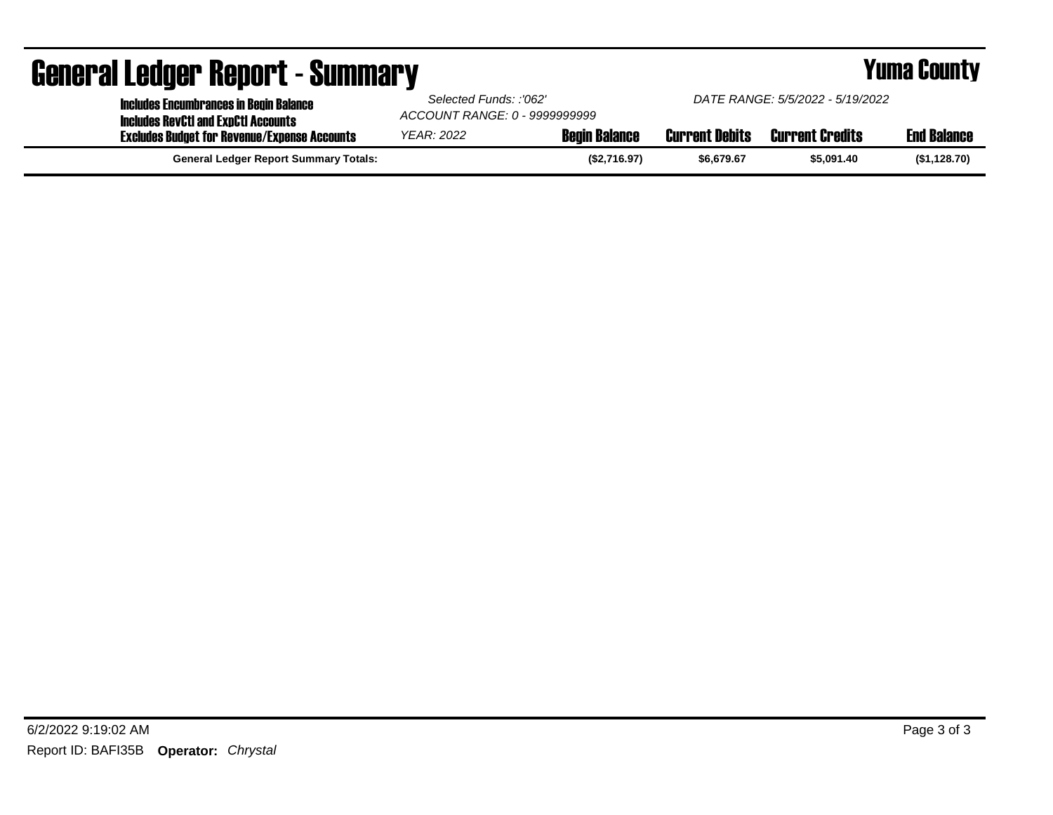# General Ledger Report - Summary

**Yuma County**

**Includes Encumbrances in Begin Balance**
**Includes RevCtl and ExpCtl Accounts**
**Excludes Budget for Revenue/Expense Accounts**

*Selected Funds: :'062'*
*ACCOUNT RANGE: 0 - 9999999999*
*YEAR: 2022*

*DATE RANGE: 5/5/2022 - 5/19/2022*

| | Begin Balance | Current Debits | Current Credits | End Balance |
|---|---|---|---|---|
| **General Ledger Report Summary Totals:** | **($2,716.97)** | **$6,679.67** | **$5,091.40** | **($1,128.70)** |

6/2/2022 9:19:02 AM

Report ID: BAFI35B **Operator:** *Chrystal*